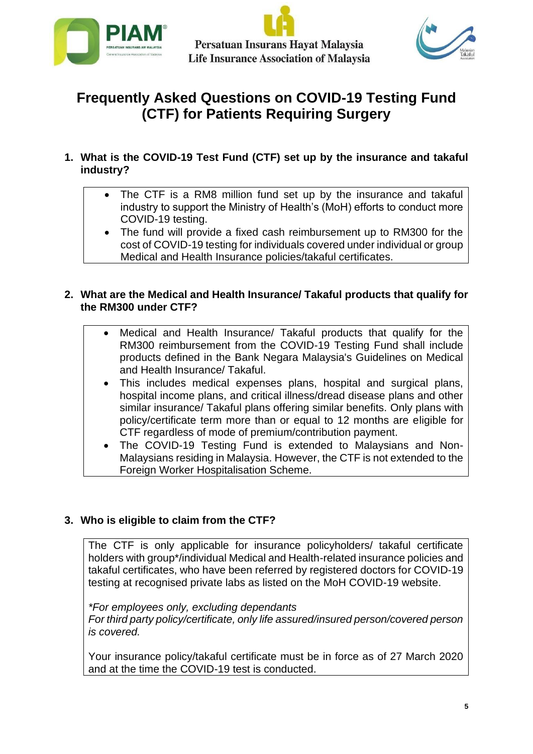Persatuan Insurans Hayat Malaysia
Life Insurance Association of Malaysia

# Frequently Asked Questions on COVID-19 Testing Fund (CTF) for Patients Requiring Surgery

**1. What is the COVID-19 Test Fund (CTF) set up by the insurance and takaful industry?**

- The CTF is a RM8 million fund set up by the insurance and takaful industry to support the Ministry of Health's (MoH) efforts to conduct more COVID-19 testing.
- The fund will provide a fixed cash reimbursement up to RM300 for the cost of COVID-19 testing for individuals covered under individual or group Medical and Health Insurance policies/takaful certificates.

**2. What are the Medical and Health Insurance/ Takaful products that qualify for the RM300 under CTF?**

- Medical and Health Insurance/ Takaful products that qualify for the RM300 reimbursement from the COVID-19 Testing Fund shall include products defined in the Bank Negara Malaysia's Guidelines on Medical and Health Insurance/ Takaful.
- This includes medical expenses plans, hospital and surgical plans, hospital income plans, and critical illness/dread disease plans and other similar insurance/ Takaful plans offering similar benefits. Only plans with policy/certificate term more than or equal to 12 months are eligible for CTF regardless of mode of premium/contribution payment.
- The COVID-19 Testing Fund is extended to Malaysians and Non-Malaysians residing in Malaysia. However, the CTF is not extended to the Foreign Worker Hospitalisation Scheme.

**3. Who is eligible to claim from the CTF?**

The CTF is only applicable for insurance policyholders/ takaful certificate holders with group*/individual Medical and Health-related insurance policies and takaful certificates, who have been referred by registered doctors for COVID-19 testing at recognised private labs as listed on the MoH COVID-19 website.

*\*For employees only, excluding dependants*
*For third party policy/certificate, only life assured/insured person/covered person is covered.*

Your insurance policy/takaful certificate must be in force as of 27 March 2020 and at the time the COVID-19 test is conducted.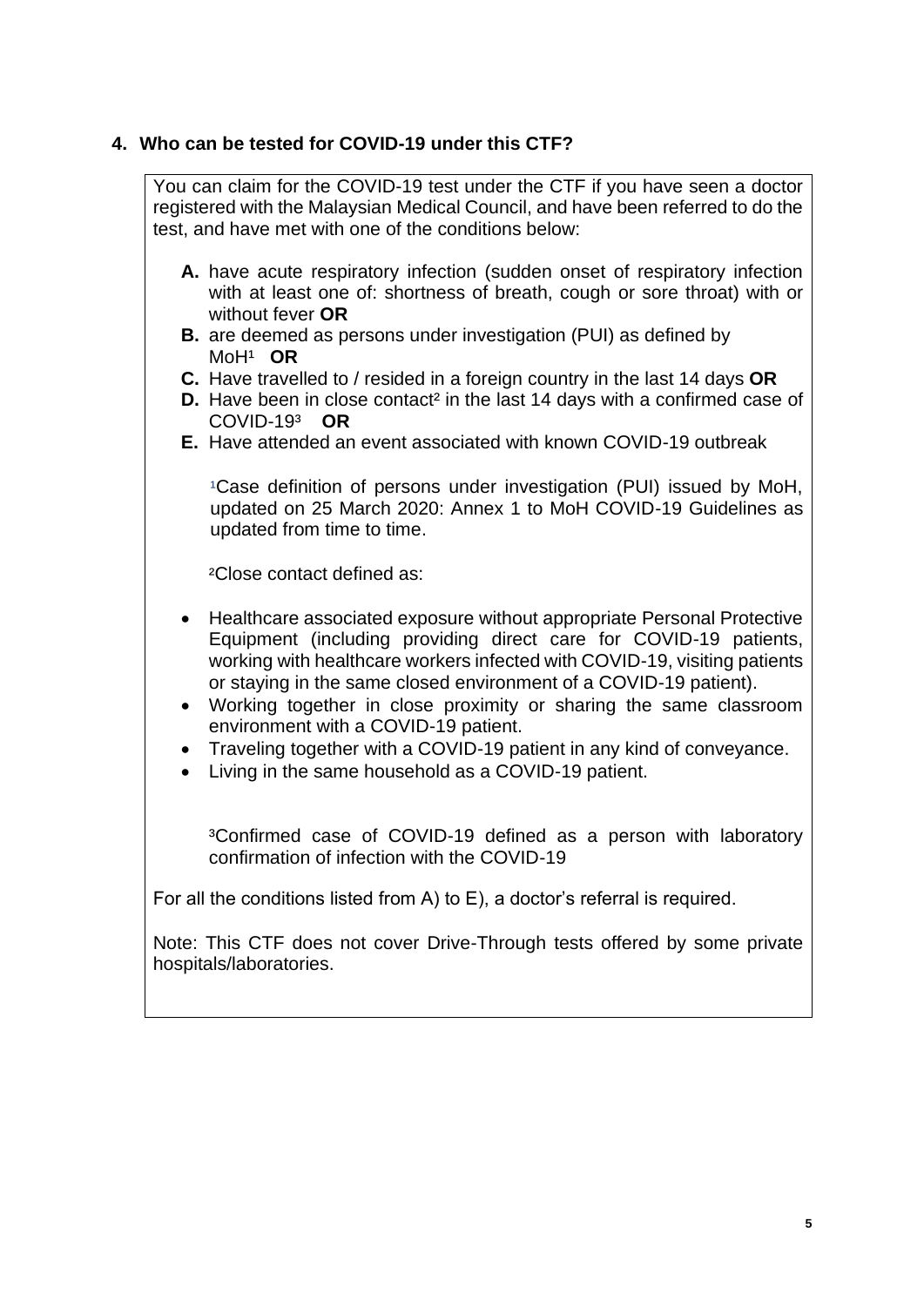## 4. Who can be tested for COVID-19 under this CTF?

You can claim for the COVID-19 test under the CTF if you have seen a doctor registered with the Malaysian Medical Council, and have been referred to do the test, and have met with one of the conditions below:

- **A.** have acute respiratory infection (sudden onset of respiratory infection with at least one of: shortness of breath, cough or sore throat) with or without fever **OR**
- **B.** are deemed as persons under investigation (PUI) as defined by MoH[1] **OR**
- **C.** Have travelled to / resided in a foreign country in the last 14 days **OR**
- **D.** Have been in close contact[2] in the last 14 days with a confirmed case of COVID-19[3] **OR**
- **E.** Have attended an event associated with known COVID-19 outbreak

[1]Case definition of persons under investigation (PUI) issued by MoH, updated on 25 March 2020: Annex 1 to MoH COVID-19 Guidelines as updated from time to time.

[2]Close contact defined as:

- Healthcare associated exposure without appropriate Personal Protective Equipment (including providing direct care for COVID-19 patients, working with healthcare workers infected with COVID-19, visiting patients or staying in the same closed environment of a COVID-19 patient).
- Working together in close proximity or sharing the same classroom environment with a COVID-19 patient.
- Traveling together with a COVID-19 patient in any kind of conveyance.
- Living in the same household as a COVID-19 patient.

[3]Confirmed case of COVID-19 defined as a person with laboratory confirmation of infection with the COVID-19

For all the conditions listed from A) to E), a doctor's referral is required.

Note: This CTF does not cover Drive-Through tests offered by some private hospitals/laboratories.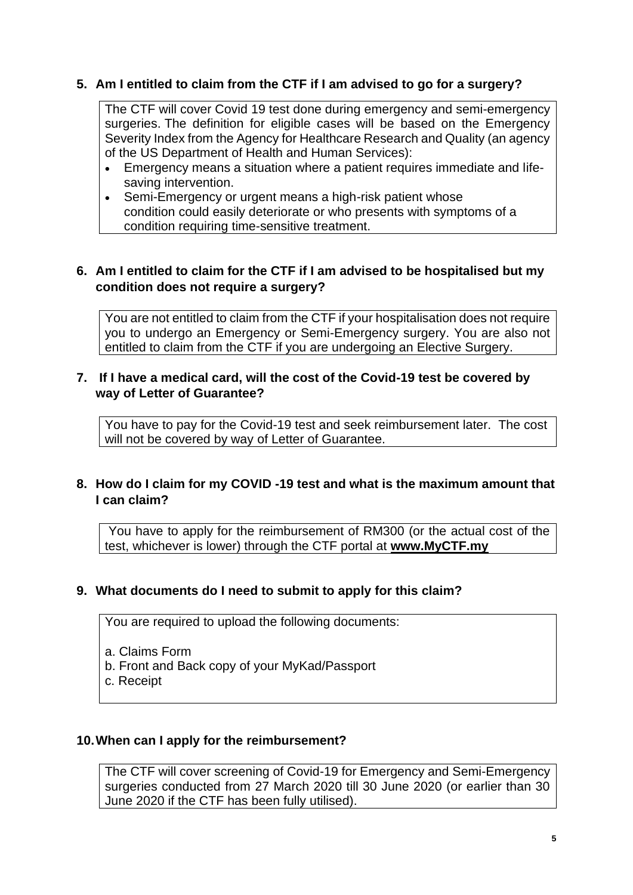**5. Am I entitled to claim from the CTF if I am advised to go for a surgery?**

The CTF will cover Covid 19 test done during emergency and semi-emergency surgeries. The definition for eligible cases will be based on the Emergency Severity Index from the Agency for Healthcare Research and Quality (an agency of the US Department of Health and Human Services):

- Emergency means a situation where a patient requires immediate and life-saving intervention.
- Semi-Emergency or urgent means a high-risk patient whose condition could easily deteriorate or who presents with symptoms of a condition requiring time-sensitive treatment.

**6. Am I entitled to claim for the CTF if I am advised to be hospitalised but my condition does not require a surgery?**

You are not entitled to claim from the CTF if your hospitalisation does not require you to undergo an Emergency or Semi-Emergency surgery. You are also not entitled to claim from the CTF if you are undergoing an Elective Surgery.

**7. If I have a medical card, will the cost of the Covid-19 test be covered by way of Letter of Guarantee?**

You have to pay for the Covid-19 test and seek reimbursement later. The cost will not be covered by way of Letter of Guarantee.

**8. How do I claim for my COVID -19 test and what is the maximum amount that I can claim?**

You have to apply for the reimbursement of RM300 (or the actual cost of the test, whichever is lower) through the CTF portal at **www.MyCTF.my**

**9. What documents do I need to submit to apply for this claim?**

You are required to upload the following documents:

a. Claims Form
b. Front and Back copy of your MyKad/Passport
c. Receipt

**10. When can I apply for the reimbursement?**

The CTF will cover screening of Covid-19 for Emergency and Semi-Emergency surgeries conducted from 27 March 2020 till 30 June 2020 (or earlier than 30 June 2020 if the CTF has been fully utilised).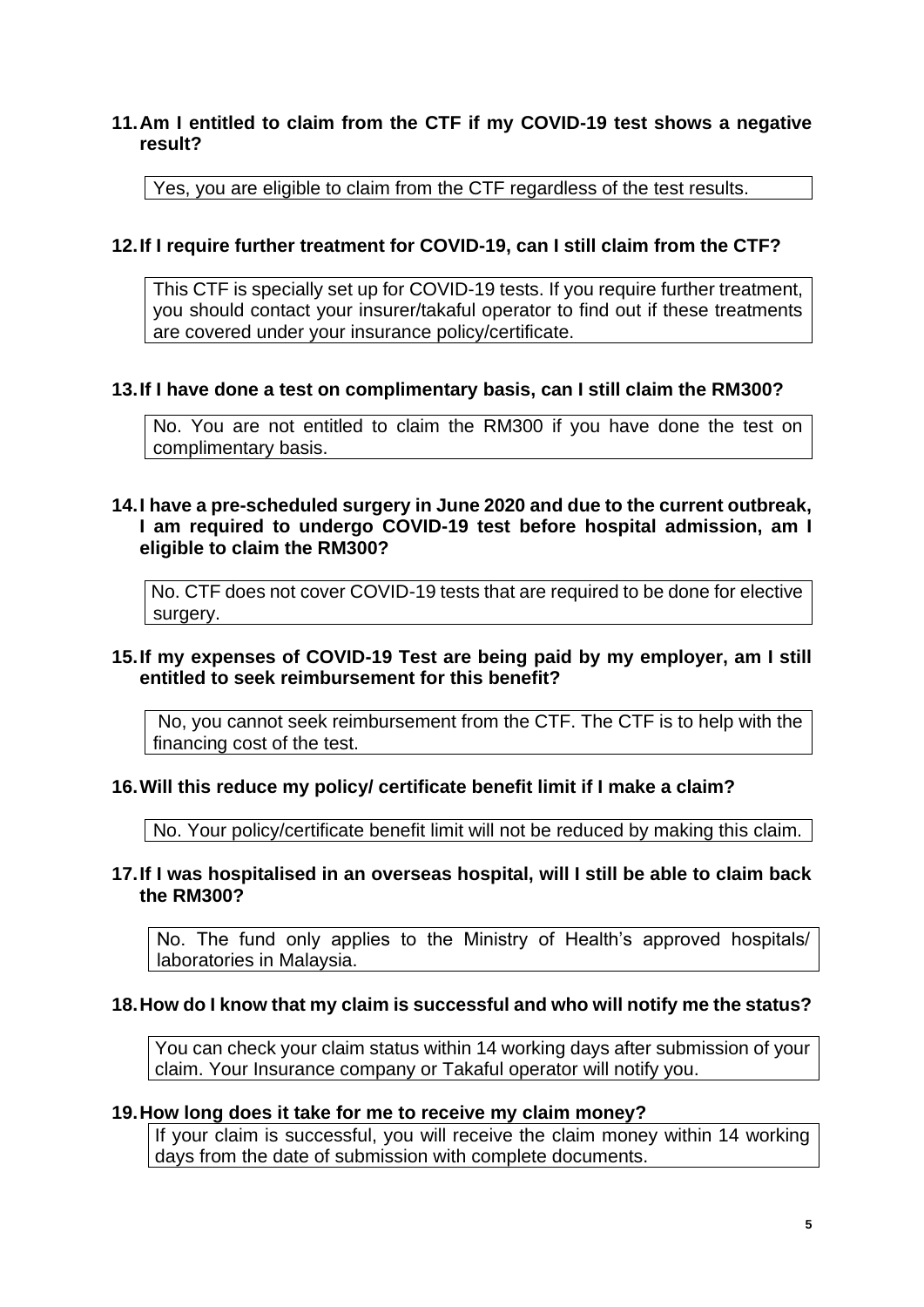**11. Am I entitled to claim from the CTF if my COVID-19 test shows a negative result?**

Yes, you are eligible to claim from the CTF regardless of the test results.

**12. If I require further treatment for COVID-19, can I still claim from the CTF?**

This CTF is specially set up for COVID-19 tests. If you require further treatment, you should contact your insurer/takaful operator to find out if these treatments are covered under your insurance policy/certificate.

**13. If I have done a test on complimentary basis, can I still claim the RM300?**

No. You are not entitled to claim the RM300 if you have done the test on complimentary basis.

**14. I have a pre-scheduled surgery in June 2020 and due to the current outbreak, I am required to undergo COVID-19 test before hospital admission, am I eligible to claim the RM300?**

No. CTF does not cover COVID-19 tests that are required to be done for elective surgery.

**15. If my expenses of COVID-19 Test are being paid by my employer, am I still entitled to seek reimbursement for this benefit?**

No, you cannot seek reimbursement from the CTF. The CTF is to help with the financing cost of the test.

**16. Will this reduce my policy/ certificate benefit limit if I make a claim?**

No. Your policy/certificate benefit limit will not be reduced by making this claim.

**17. If I was hospitalised in an overseas hospital, will I still be able to claim back the RM300?**

No. The fund only applies to the Ministry of Health's approved hospitals/ laboratories in Malaysia.

**18. How do I know that my claim is successful and who will notify me the status?**

You can check your claim status within 14 working days after submission of your claim. Your Insurance company or Takaful operator will notify you.

**19. How long does it take for me to receive my claim money?**

If your claim is successful, you will receive the claim money within 14 working days from the date of submission with complete documents.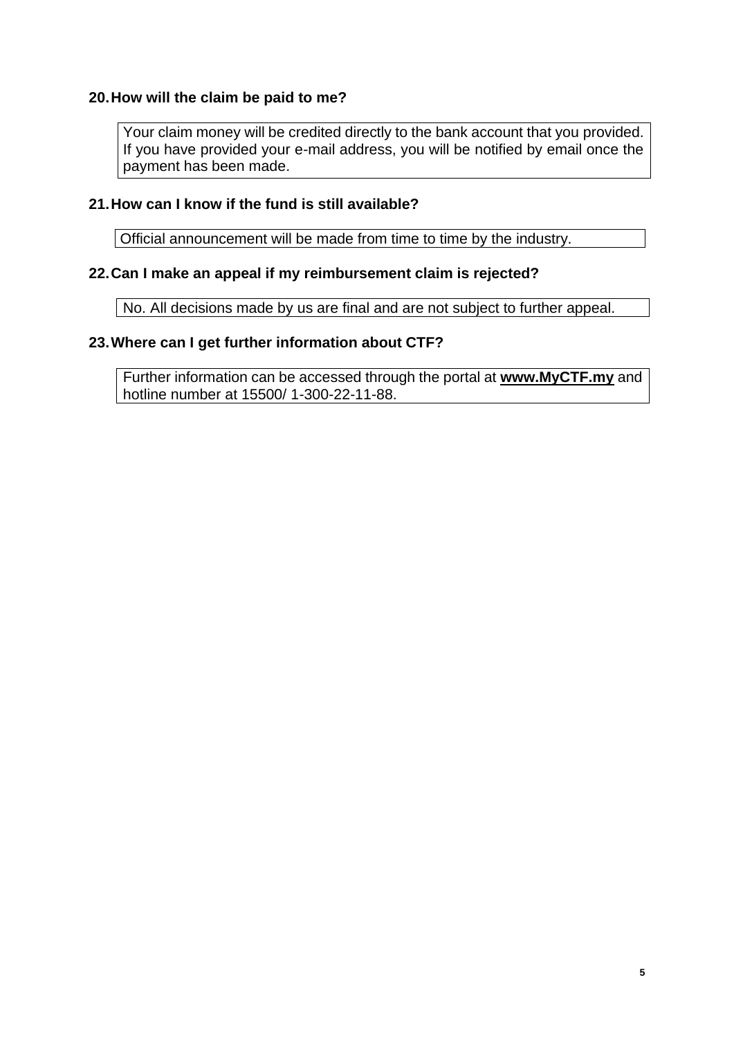**20. How will the claim be paid to me?**

Your claim money will be credited directly to the bank account that you provided. If you have provided your e-mail address, you will be notified by email once the payment has been made.

**21. How can I know if the fund is still available?**

Official announcement will be made from time to time by the industry.

**22. Can I make an appeal if my reimbursement claim is rejected?**

No. All decisions made by us are final and are not subject to further appeal.

**23. Where can I get further information about CTF?**

Further information can be accessed through the portal at **www.MyCTF.my** and hotline number at 15500/ 1-300-22-11-88.